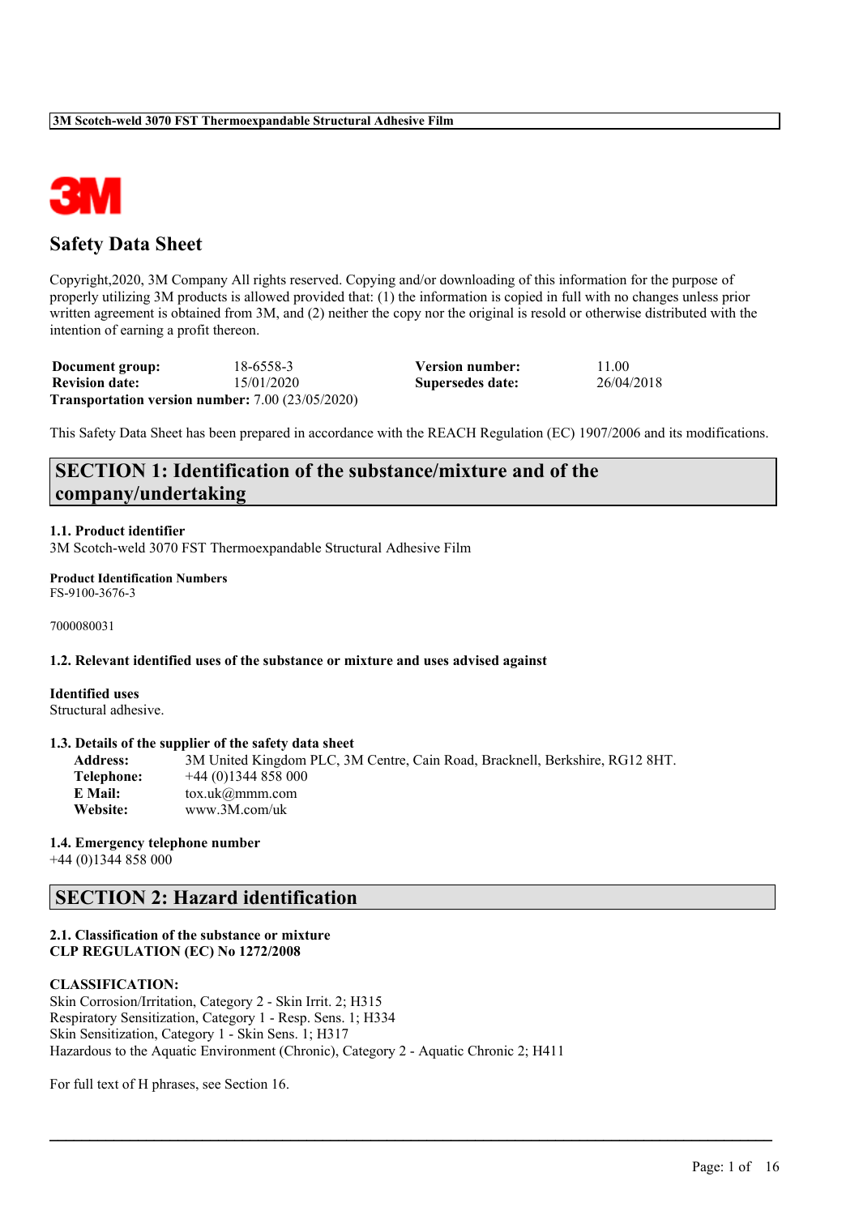# Safety Data Sheet

Copyright,2020, 3M Company All rights reserved. Copying and/or downloading of this information for the purpose of properly utilizing 3M products is allowed provided that: (1) the information is copied in full with no changes unless prior written agreement is obtained from 3M, and (2) neither the copy nor the original is resold or otherwise distributed with the intention of earning a profit thereon.

| | | | |
|---|---|---|---|
| **Document group:** | 18-6558-3 | **Version number:** | 11.00 |
| **Revision date:** | 15/01/2020 | **Supersedes date:** | 26/04/2018 |

**Transportation version number:** 7.00 (23/05/2020)

This Safety Data Sheet has been prepared in accordance with the REACH Regulation (EC) 1907/2006 and its modifications.

## SECTION 1: Identification of the substance/mixture and of the company/undertaking

**1.1. Product identifier**

3M Scotch-weld 3070 FST Thermoexpandable Structural Adhesive Film

**Product Identification Numbers**

FS-9100-3676-3

7000080031

**1.2. Relevant identified uses of the substance or mixture and uses advised against**

**Identified uses**

Structural adhesive.

**1.3. Details of the supplier of the safety data sheet**

**Address:** 3M United Kingdom PLC, 3M Centre, Cain Road, Bracknell, Berkshire, RG12 8HT.
**Telephone:** +44 (0)1344 858 000
**E Mail:** tox.uk@mmm.com
**Website:** www.3M.com/uk

**1.4. Emergency telephone number**

+44 (0)1344 858 000

## SECTION 2: Hazard identification

**2.1. Classification of the substance or mixture**
**CLP REGULATION (EC) No 1272/2008**

**CLASSIFICATION:**

Skin Corrosion/Irritation, Category 2 - Skin Irrit. 2; H315
Respiratory Sensitization, Category 1 - Resp. Sens. 1; H334
Skin Sensitization, Category 1 - Skin Sens. 1; H317
Hazardous to the Aquatic Environment (Chronic), Category 2 - Aquatic Chronic 2; H411

For full text of H phrases, see Section 16.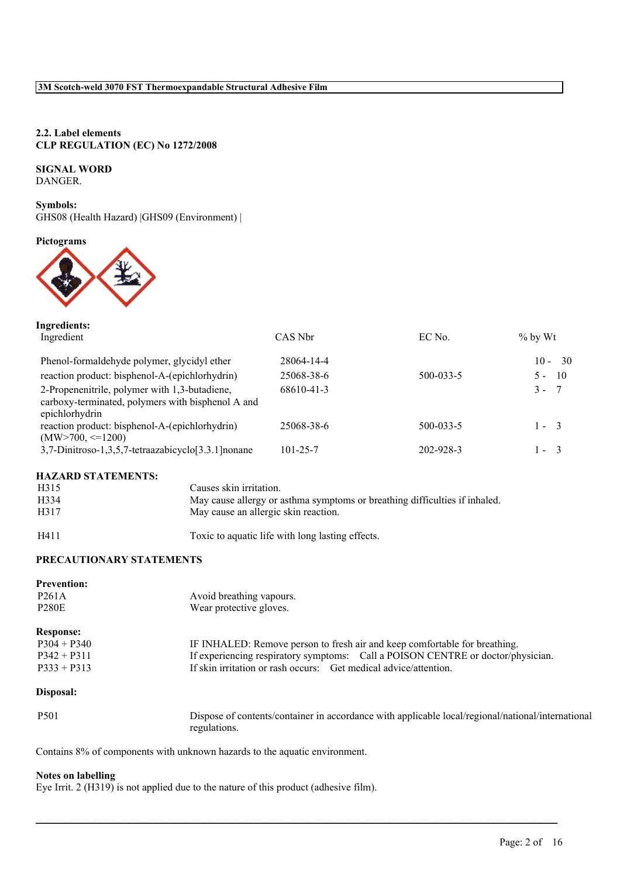## 2.2. Label elements

**CLP REGULATION (EC) No 1272/2008**

**SIGNAL WORD**
DANGER.

**Symbols:**
GHS08 (Health Hazard) |GHS09 (Environment) |

**Pictograms**

**Ingredients:**

| Ingredient | CAS Nbr | EC No. | % by Wt |
|---|---|---|---|
| Phenol-formaldehyde polymer, glycidyl ether | 28064-14-4 | | 10 - 30 |
| reaction product: bisphenol-A-(epichlorhydrin) | 25068-38-6 | 500-033-5 | 5 - 10 |
| 2-Propenenitrile, polymer with 1,3-butadiene, carboxy-terminated, polymers with bisphenol A and epichlorhydrin | 68610-41-3 | | 3 - 7 |
| reaction product: bisphenol-A-(epichlorhydrin) (MW>700, <=1200) | 25068-38-6 | 500-033-5 | 1 - 3 |
| 3,7-Dinitroso-1,3,5,7-tetraazabicyclo[3.3.1]nonane | 101-25-7 | 202-928-3 | 1 - 3 |

**HAZARD STATEMENTS:**

| | |
|---|---|
| H315 | Causes skin irritation. |
| H334 | May cause allergy or asthma symptoms or breathing difficulties if inhaled. |
| H317 | May cause an allergic skin reaction. |
| H411 | Toxic to aquatic life with long lasting effects. |

**PRECAUTIONARY STATEMENTS**

**Prevention:**

| | |
|---|---|
| P261A | Avoid breathing vapours. |
| P280E | Wear protective gloves. |

**Response:**

| | |
|---|---|
| P304 + P340 | IF INHALED: Remove person to fresh air and keep comfortable for breathing. |
| P342 + P311 | If experiencing respiratory symptoms: Call a POISON CENTRE or doctor/physician. |
| P333 + P313 | If skin irritation or rash occurs: Get medical advice/attention. |

**Disposal:**

| | |
|---|---|
| P501 | Dispose of contents/container in accordance with applicable local/regional/national/international regulations. |

Contains 8% of components with unknown hazards to the aquatic environment.

**Notes on labelling**
Eye Irrit. 2 (H319) is not applied due to the nature of this product (adhesive film).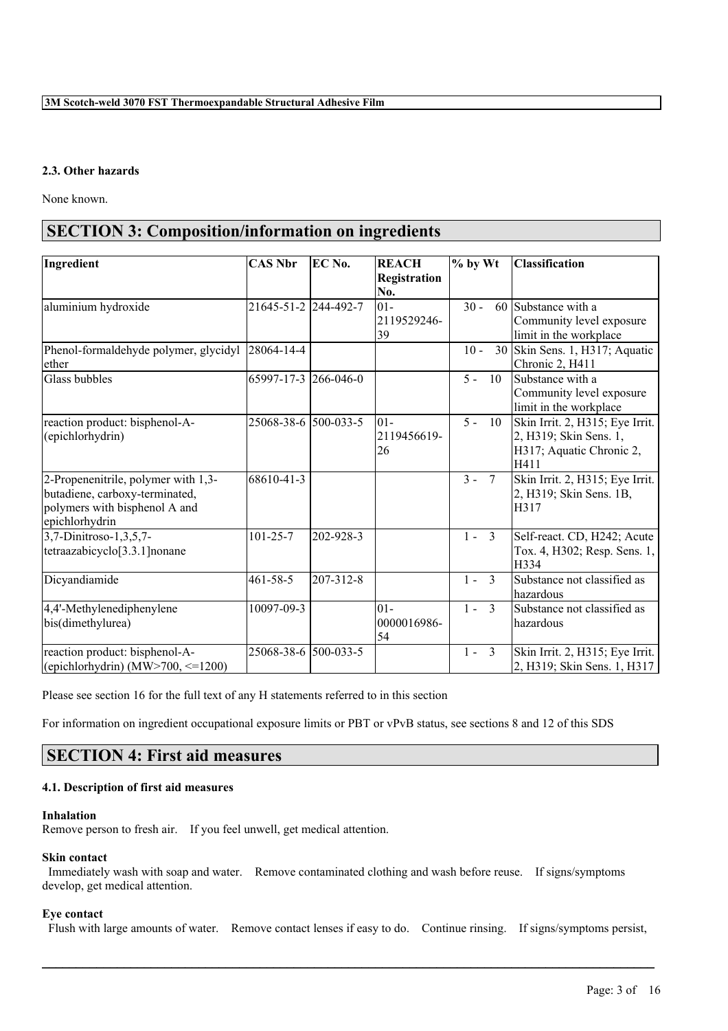### 2.3. Other hazards

None known.

## SECTION 3: Composition/information on ingredients

| Ingredient | CAS Nbr | EC No. | REACH Registration No. | % by Wt | Classification |
|---|---|---|---|---|---|
| aluminium hydroxide | 21645-51-2 | 244-492-7 | 01-2119529246-39 | 30 - 60 | Substance with a Community level exposure limit in the workplace |
| Phenol-formaldehyde polymer, glycidyl ether | 28064-14-4 | | | 10 - 30 | Skin Sens. 1, H317; Aquatic Chronic 2, H411 |
| Glass bubbles | 65997-17-3 | 266-046-0 | | 5 - 10 | Substance with a Community level exposure limit in the workplace |
| reaction product: bisphenol-A-(epichlorhydrin) | 25068-38-6 | 500-033-5 | 01-2119456619-26 | 5 - 10 | Skin Irrit. 2, H315; Eye Irrit. 2, H319; Skin Sens. 1, H317; Aquatic Chronic 2, H411 |
| 2-Propenenitrile, polymer with 1,3-butadiene, carboxy-terminated, polymers with bisphenol A and epichlorohydrin | 68610-41-3 | | | 3 - 7 | Skin Irrit. 2, H315; Eye Irrit. 2, H319; Skin Sens. 1B, H317 |
| 3,7-Dinitroso-1,3,5,7-tetraazabicyclo[3.3.1]nonane | 101-25-7 | 202-928-3 | | 1 - 3 | Self-react. CD, H242; Acute Tox. 4, H302; Resp. Sens. 1, H334 |
| Dicyandiamide | 461-58-5 | 207-312-8 | | 1 - 3 | Substance not classified as hazardous |
| 4,4'-Methylenediphenylene bis(dimethylurea) | 10097-09-3 | | 01-0000016986-54 | 1 - 3 | Substance not classified as hazardous |
| reaction product: bisphenol-A-(epichlorhydrin) (MW>700, <=1200) | 25068-38-6 | 500-033-5 | | 1 - 3 | Skin Irrit. 2, H315; Eye Irrit. 2, H319; Skin Sens. 1, H317 |

Please see section 16 for the full text of any H statements referred to in this section

For information on ingredient occupational exposure limits or PBT or vPvB status, see sections 8 and 12 of this SDS

## SECTION 4: First aid measures

### 4.1. Description of first aid measures

**Inhalation**
Remove person to fresh air. If you feel unwell, get medical attention.

**Skin contact**
Immediately wash with soap and water. Remove contaminated clothing and wash before reuse. If signs/symptoms develop, get medical attention.

**Eye contact**
Flush with large amounts of water. Remove contact lenses if easy to do. Continue rinsing. If signs/symptoms persist,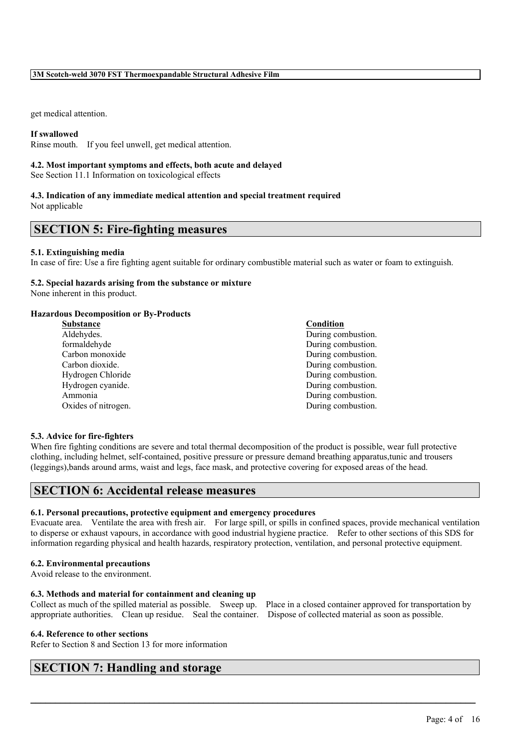get medical attention.

**If swallowed**

Rinse mouth. If you feel unwell, get medical attention.

**4.2. Most important symptoms and effects, both acute and delayed**

See Section 11.1 Information on toxicological effects

**4.3. Indication of any immediate medical attention and special treatment required**

Not applicable

## SECTION 5: Fire-fighting measures

**5.1. Extinguishing media**

In case of fire: Use a fire fighting agent suitable for ordinary combustible material such as water or foam to extinguish.

**5.2. Special hazards arising from the substance or mixture**

None inherent in this product.

**Hazardous Decomposition or By-Products**

| Substance | Condition |
|---|---|
| Aldehydes. | During combustion. |
| formaldehyde | During combustion. |
| Carbon monoxide | During combustion. |
| Carbon dioxide. | During combustion. |
| Hydrogen Chloride | During combustion. |
| Hydrogen cyanide. | During combustion. |
| Ammonia | During combustion. |
| Oxides of nitrogen. | During combustion. |

**5.3. Advice for fire-fighters**

When fire fighting conditions are severe and total thermal decomposition of the product is possible, wear full protective clothing, including helmet, self-contained, positive pressure or pressure demand breathing apparatus,tunic and trousers (leggings),bands around arms, waist and legs, face mask, and protective covering for exposed areas of the head.

## SECTION 6: Accidental release measures

**6.1. Personal precautions, protective equipment and emergency procedures**

Evacuate area. Ventilate the area with fresh air. For large spill, or spills in confined spaces, provide mechanical ventilation to disperse or exhaust vapours, in accordance with good industrial hygiene practice. Refer to other sections of this SDS for information regarding physical and health hazards, respiratory protection, ventilation, and personal protective equipment.

**6.2. Environmental precautions**

Avoid release to the environment.

**6.3. Methods and material for containment and cleaning up**

Collect as much of the spilled material as possible. Sweep up. Place in a closed container approved for transportation by appropriate authorities. Clean up residue. Seal the container. Dispose of collected material as soon as possible.

**6.4. Reference to other sections**

Refer to Section 8 and Section 13 for more information

## SECTION 7: Handling and storage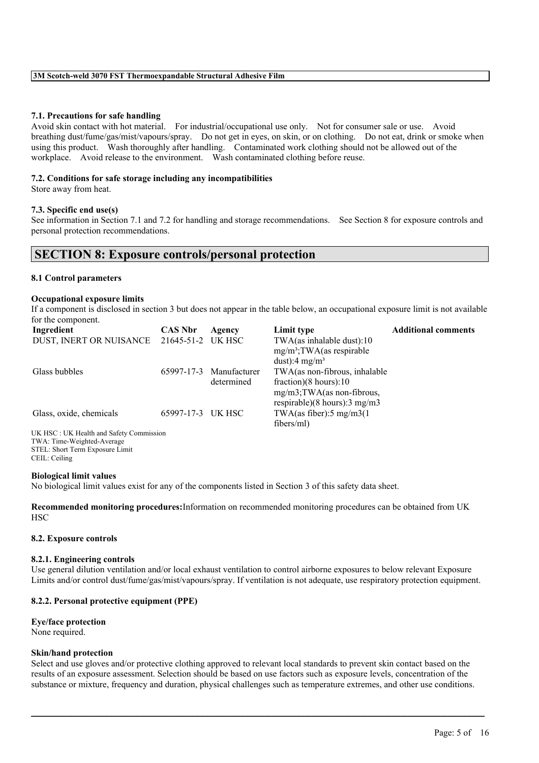#### 7.1. Precautions for safe handling

Avoid skin contact with hot material. For industrial/occupational use only. Not for consumer sale or use. Avoid breathing dust/fume/gas/mist/vapours/spray. Do not get in eyes, on skin, or on clothing. Do not eat, drink or smoke when using this product. Wash thoroughly after handling. Contaminated work clothing should not be allowed out of the workplace. Avoid release to the environment. Wash contaminated clothing before reuse.

#### 7.2. Conditions for safe storage including any incompatibilities

Store away from heat.

#### 7.3. Specific end use(s)

See information in Section 7.1 and 7.2 for handling and storage recommendations. See Section 8 for exposure controls and personal protection recommendations.

## SECTION 8: Exposure controls/personal protection

#### 8.1 Control parameters

**Occupational exposure limits**

If a component is disclosed in section 3 but does not appear in the table below, an occupational exposure limit is not available for the component.

| Ingredient | CAS Nbr | Agency | Limit type | Additional comments |
|---|---|---|---|---|
| DUST, INERT OR NUISANCE | 21645-51-2 | UK HSC | TWA(as inhalable dust):10 mg/m³;TWA(as respirable dust):4 mg/m³ | |
| Glass bubbles | 65997-17-3 | Manufacturer determined | TWA(as non-fibrous, inhalable fraction)(8 hours):10 mg/m3;TWA(as non-fibrous, respirable)(8 hours):3 mg/m3 | |
| Glass, oxide, chemicals | 65997-17-3 | UK HSC | TWA(as fiber):5 mg/m3(1 fibers/ml) | |

UK HSC : UK Health and Safety Commission
TWA: Time-Weighted-Average
STEL: Short Term Exposure Limit
CEIL: Ceiling

**Biological limit values**

No biological limit values exist for any of the components listed in Section 3 of this safety data sheet.

**Recommended monitoring procedures:** Information on recommended monitoring procedures can be obtained from UK HSC

#### 8.2. Exposure controls

#### 8.2.1. Engineering controls

Use general dilution ventilation and/or local exhaust ventilation to control airborne exposures to below relevant Exposure Limits and/or control dust/fume/gas/mist/vapours/spray. If ventilation is not adequate, use respiratory protection equipment.

#### 8.2.2. Personal protective equipment (PPE)

**Eye/face protection**

None required.

**Skin/hand protection**

Select and use gloves and/or protective clothing approved to relevant local standards to prevent skin contact based on the results of an exposure assessment. Selection should be based on use factors such as exposure levels, concentration of the substance or mixture, frequency and duration, physical challenges such as temperature extremes, and other use conditions.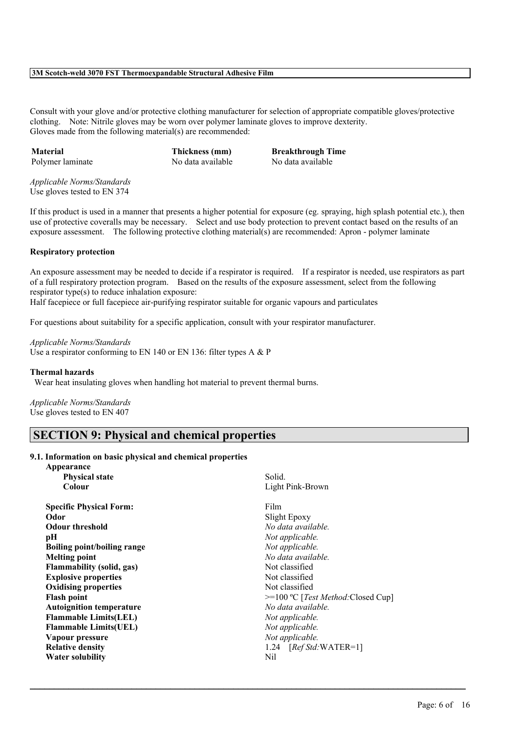Consult with your glove and/or protective clothing manufacturer for selection of appropriate compatible gloves/protective clothing. Note: Nitrile gloves may be worn over polymer laminate gloves to improve dexterity.
Gloves made from the following material(s) are recommended:

| Material | Thickness (mm) | Breakthrough Time |
|---|---|---|
| Polymer laminate | No data available | No data available |

*Applicable Norms/Standards*
Use gloves tested to EN 374

If this product is used in a manner that presents a higher potential for exposure (eg. spraying, high splash potential etc.), then use of protective coveralls may be necessary. Select and use body protection to prevent contact based on the results of an exposure assessment. The following protective clothing material(s) are recommended: Apron - polymer laminate

**Respiratory protection**

An exposure assessment may be needed to decide if a respirator is required. If a respirator is needed, use respirators as part of a full respiratory protection program. Based on the results of the exposure assessment, select from the following respirator type(s) to reduce inhalation exposure:
Half facepiece or full facepiece air-purifying respirator suitable for organic vapours and particulates

For questions about suitability for a specific application, consult with your respirator manufacturer.

*Applicable Norms/Standards*
Use a respirator conforming to EN 140 or EN 136: filter types A & P

**Thermal hazards**
Wear heat insulating gloves when handling hot material to prevent thermal burns.

*Applicable Norms/Standards*
Use gloves tested to EN 407

## SECTION 9: Physical and chemical properties

### 9.1. Information on basic physical and chemical properties

| | |
|---|---|
| **Appearance** | |
| **Physical state** | Solid. |
| **Colour** | Light Pink-Brown |
| **Specific Physical Form:** | Film |
| **Odor** | Slight Epoxy |
| **Odour threshold** | *No data available.* |
| **pH** | *Not applicable.* |
| **Boiling point/boiling range** | *Not applicable.* |
| **Melting point** | *No data available.* |
| **Flammability (solid, gas)** | Not classified |
| **Explosive properties** | Not classified |
| **Oxidising properties** | Not classified |
| **Flash point** | >=100 ºC [*Test Method:*Closed Cup] |
| **Autoignition temperature** | *No data available.* |
| **Flammable Limits(LEL)** | *Not applicable.* |
| **Flammable Limits(UEL)** | *Not applicable.* |
| **Vapour pressure** | *Not applicable.* |
| **Relative density** | 1.24 [*Ref Std:*WATER=1] |
| **Water solubility** | Nil |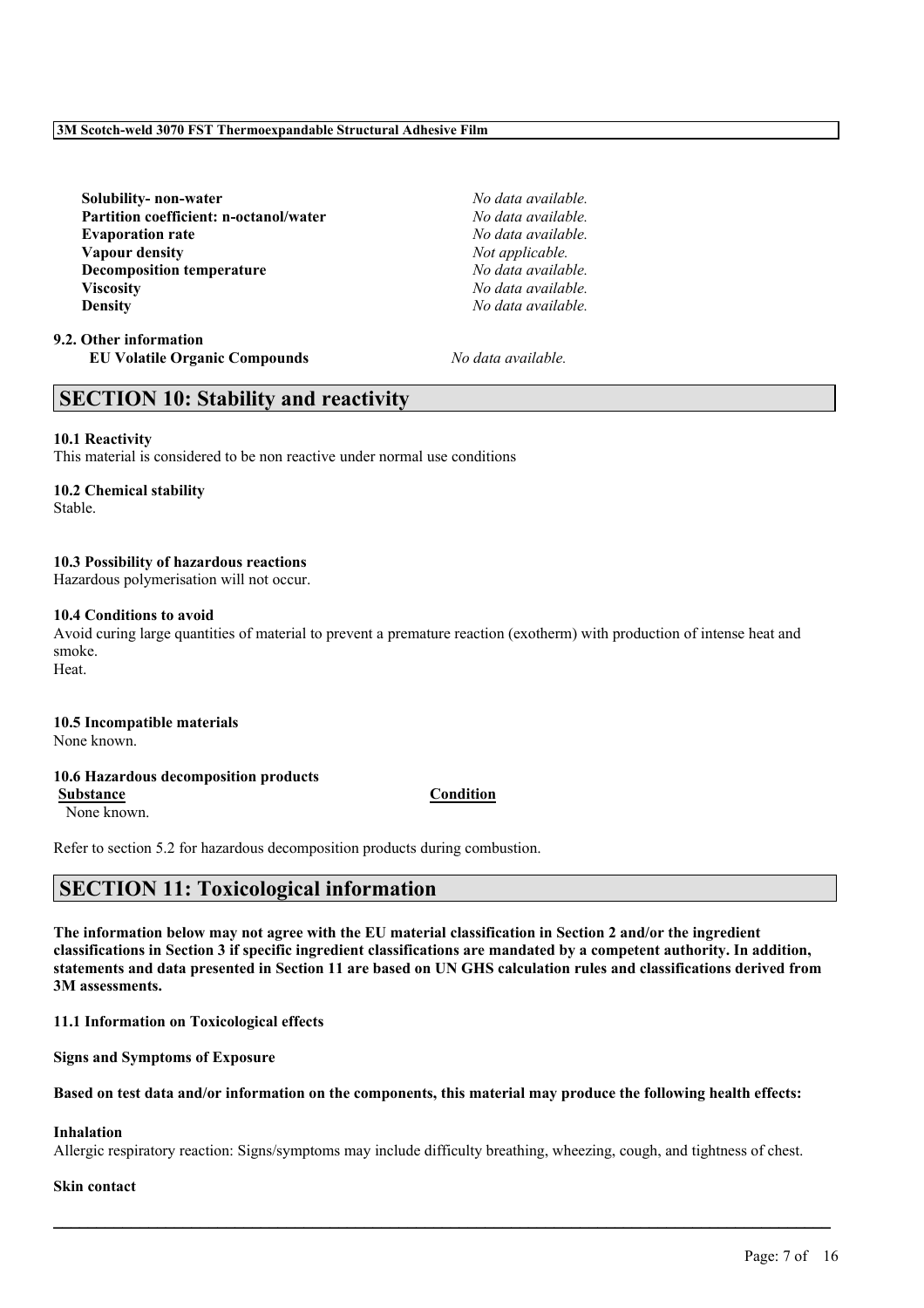| | |
|---|---|
| **Solubility- non-water** | *No data available.* |
| **Partition coefficient: n-octanol/water** | *No data available.* |
| **Evaporation rate** | *No data available.* |
| **Vapour density** | *Not applicable.* |
| **Decomposition temperature** | *No data available.* |
| **Viscosity** | *No data available.* |
| **Density** | *No data available.* |

**9.2. Other information**

| | |
|---|---|
| **EU Volatile Organic Compounds** | *No data available.* |

## SECTION 10: Stability and reactivity

**10.1 Reactivity**
This material is considered to be non reactive under normal use conditions

**10.2 Chemical stability**
Stable.

**10.3 Possibility of hazardous reactions**
Hazardous polymerisation will not occur.

**10.4 Conditions to avoid**
Avoid curing large quantities of material to prevent a premature reaction (exotherm) with production of intense heat and smoke.
Heat.

**10.5 Incompatible materials**
None known.

**10.6 Hazardous decomposition products**

| Substance | Condition |
|---|---|
| None known. | |

Refer to section 5.2 for hazardous decomposition products during combustion.

## SECTION 11: Toxicological information

**The information below may not agree with the EU material classification in Section 2 and/or the ingredient classifications in Section 3 if specific ingredient classifications are mandated by a competent authority. In addition, statements and data presented in Section 11 are based on UN GHS calculation rules and classifications derived from 3M assessments.**

**11.1 Information on Toxicological effects**

**Signs and Symptoms of Exposure**

**Based on test data and/or information on the components, this material may produce the following health effects:**

**Inhalation**
Allergic respiratory reaction: Signs/symptoms may include difficulty breathing, wheezing, cough, and tightness of chest.

**Skin contact**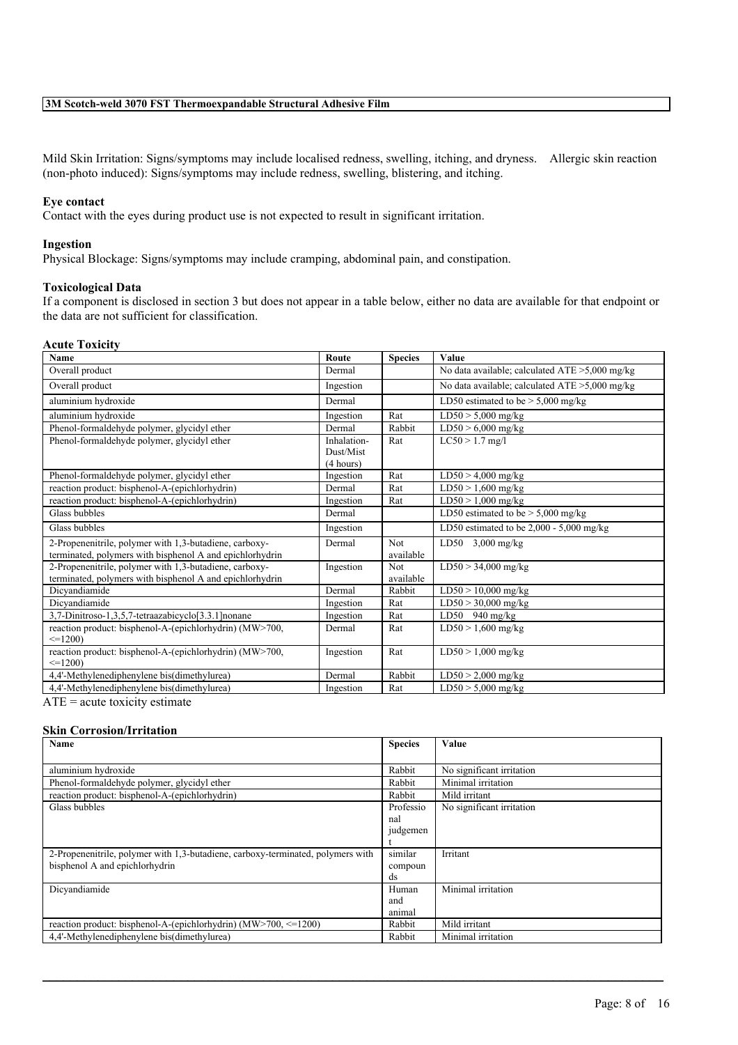Mild Skin Irritation: Signs/symptoms may include localised redness, swelling, itching, and dryness. Allergic skin reaction (non-photo induced): Signs/symptoms may include redness, swelling, blistering, and itching.

#### Eye contact

Contact with the eyes during product use is not expected to result in significant irritation.

#### Ingestion

Physical Blockage: Signs/symptoms may include cramping, abdominal pain, and constipation.

### Toxicological Data

If a component is disclosed in section 3 but does not appear in a table below, either no data are available for that endpoint or the data are not sufficient for classification.

#### Acute Toxicity

| Name | Route | Species | Value |
|---|---|---|---|
| Overall product | Dermal | | No data available; calculated ATE >5,000 mg/kg |
| Overall product | Ingestion | | No data available; calculated ATE >5,000 mg/kg |
| aluminium hydroxide | Dermal | | LD50 estimated to be > 5,000 mg/kg |
| aluminium hydroxide | Ingestion | Rat | LD50 > 5,000 mg/kg |
| Phenol-formaldehyde polymer, glycidyl ether | Dermal | Rabbit | LD50 > 6,000 mg/kg |
| Phenol-formaldehyde polymer, glycidyl ether | Inhalation-Dust/Mist (4 hours) | Rat | LC50 > 1.7 mg/l |
| Phenol-formaldehyde polymer, glycidyl ether | Ingestion | Rat | LD50 > 4,000 mg/kg |
| reaction product: bisphenol-A-(epichlorhydrin) | Dermal | Rat | LD50 > 1,600 mg/kg |
| reaction product: bisphenol-A-(epichlorhydrin) | Ingestion | Rat | LD50 > 1,000 mg/kg |
| Glass bubbles | Dermal | | LD50 estimated to be > 5,000 mg/kg |
| Glass bubbles | Ingestion | | LD50 estimated to be 2,000 - 5,000 mg/kg |
| 2-Propenenitrile, polymer with 1,3-butadiene, carboxy-terminated, polymers with bisphenol A and epichlorhydrin | Dermal | Not available | LD50 3,000 mg/kg |
| 2-Propenenitrile, polymer with 1,3-butadiene, carboxy-terminated, polymers with bisphenol A and epichlorhydrin | Ingestion | Not available | LD50 > 34,000 mg/kg |
| Dicyandiamide | Dermal | Rabbit | LD50 > 10,000 mg/kg |
| Dicyandiamide | Ingestion | Rat | LD50 > 30,000 mg/kg |
| 3,7-Dinitroso-1,3,5,7-tetraazabicyclo[3.3.1]nonane | Ingestion | Rat | LD50 940 mg/kg |
| reaction product: bisphenol-A-(epichlorhydrin) (MW>700, <=1200) | Dermal | Rat | LD50 > 1,600 mg/kg |
| reaction product: bisphenol-A-(epichlorhydrin) (MW>700, <=1200) | Ingestion | Rat | LD50 > 1,000 mg/kg |
| 4,4'-Methylenediphenylene bis(dimethylurea) | Dermal | Rabbit | LD50 > 2,000 mg/kg |
| 4,4'-Methylenediphenylene bis(dimethylurea) | Ingestion | Rat | LD50 > 5,000 mg/kg |

ATE = acute toxicity estimate

#### Skin Corrosion/Irritation

| Name | Species | Value |
|---|---|---|
| aluminium hydroxide | Rabbit | No significant irritation |
| Phenol-formaldehyde polymer, glycidyl ether | Rabbit | Minimal irritation |
| reaction product: bisphenol-A-(epichlorhydrin) | Rabbit | Mild irritant |
| Glass bubbles | Professional judgement | No significant irritation |
| 2-Propenenitrile, polymer with 1,3-butadiene, carboxy-terminated, polymers with bisphenol A and epichlorhydrin | similar compounds | Irritant |
| Dicyandiamide | Human and animal | Minimal irritation |
| reaction product: bisphenol-A-(epichlorhydrin) (MW>700, <=1200) | Rabbit | Mild irritant |
| 4,4'-Methylenediphenylene bis(dimethylurea) | Rabbit | Minimal irritation |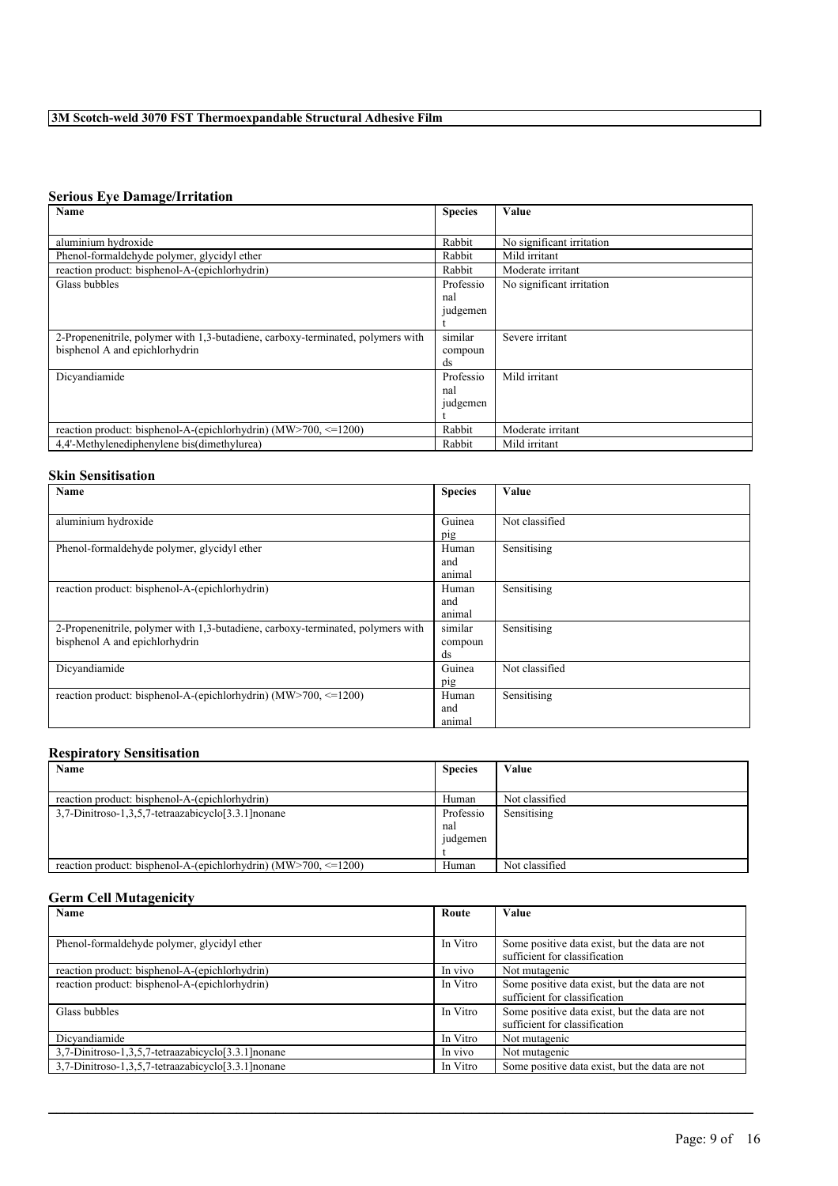### Serious Eye Damage/Irritation

| Name | Species | Value |
|---|---|---|
| aluminium hydroxide | Rabbit | No significant irritation |
| Phenol-formaldehyde polymer, glycidyl ether | Rabbit | Mild irritant |
| reaction product: bisphenol-A-(epichlorhydrin) | Rabbit | Moderate irritant |
| Glass bubbles | Professional judgement | No significant irritation |
| 2-Propenenitrile, polymer with 1,3-butadiene, carboxy-terminated, polymers with bisphenol A and epichlorhydrin | similar compounds | Severe irritant |
| Dicyandiamide | Professional judgement | Mild irritant |
| reaction product: bisphenol-A-(epichlorhydrin) (MW>700, <=1200) | Rabbit | Moderate irritant |
| 4,4'-Methylenediphenylene bis(dimethylurea) | Rabbit | Mild irritant |

### Skin Sensitisation

| Name | Species | Value |
|---|---|---|
| aluminium hydroxide | Guinea pig | Not classified |
| Phenol-formaldehyde polymer, glycidyl ether | Human and animal | Sensitising |
| reaction product: bisphenol-A-(epichlorhydrin) | Human and animal | Sensitising |
| 2-Propenenitrile, polymer with 1,3-butadiene, carboxy-terminated, polymers with bisphenol A and epichlorhydrin | similar compounds | Sensitising |
| Dicyandiamide | Guinea pig | Not classified |
| reaction product: bisphenol-A-(epichlorhydrin) (MW>700, <=1200) | Human and animal | Sensitising |

### Respiratory Sensitisation

| Name | Species | Value |
|---|---|---|
| reaction product: bisphenol-A-(epichlorhydrin) | Human | Not classified |
| 3,7-Dinitroso-1,3,5,7-tetraazabicyclo[3.3.1]nonane | Professional judgement | Sensitising |
| reaction product: bisphenol-A-(epichlorhydrin) (MW>700, <=1200) | Human | Not classified |

### Germ Cell Mutagenicity

| Name | Route | Value |
|---|---|---|
| Phenol-formaldehyde polymer, glycidyl ether | In Vitro | Some positive data exist, but the data are not sufficient for classification |
| reaction product: bisphenol-A-(epichlorhydrin) | In vivo | Not mutagenic |
| reaction product: bisphenol-A-(epichlorhydrin) | In Vitro | Some positive data exist, but the data are not sufficient for classification |
| Glass bubbles | In Vitro | Some positive data exist, but the data are not sufficient for classification |
| Dicyandiamide | In Vitro | Not mutagenic |
| 3,7-Dinitroso-1,3,5,7-tetraazabicyclo[3.3.1]nonane | In vivo | Not mutagenic |
| 3,7-Dinitroso-1,3,5,7-tetraazabicyclo[3.3.1]nonane | In Vitro | Some positive data exist, but the data are not |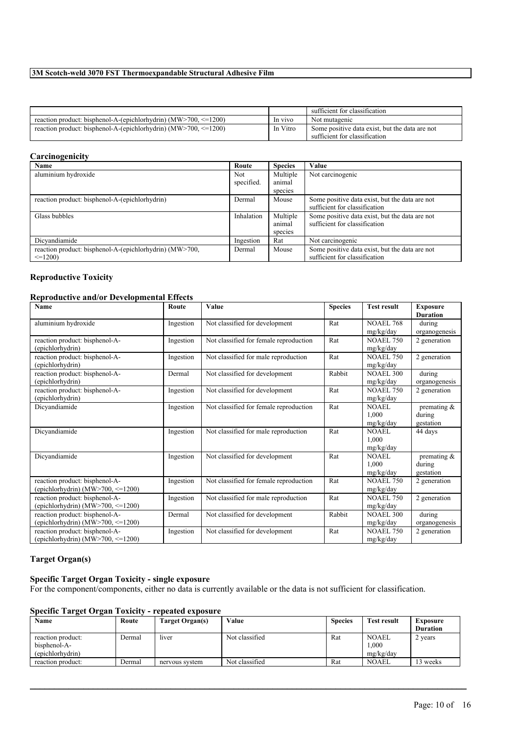| | | |
|---|---|---|
| | | sufficient for classification |
| reaction product: bisphenol-A-(epichlorhydrin) (MW>700, <=1200) | In vivo | Not mutagenic |
| reaction product: bisphenol-A-(epichlorhydrin) (MW>700, <=1200) | In Vitro | Some positive data exist, but the data are not sufficient for classification |

## Carcinogenicity

| Name | Route | Species | Value |
|---|---|---|---|
| aluminium hydroxide | Not specified. | Multiple animal species | Not carcinogenic |
| reaction product: bisphenol-A-(epichlorhydrin) | Dermal | Mouse | Some positive data exist, but the data are not sufficient for classification |
| Glass bubbles | Inhalation | Multiple animal species | Some positive data exist, but the data are not sufficient for classification |
| Dicyandiamide | Ingestion | Rat | Not carcinogenic |
| reaction product: bisphenol-A-(epichlorhydrin) (MW>700, <=1200) | Dermal | Mouse | Some positive data exist, but the data are not sufficient for classification |

## Reproductive Toxicity

### Reproductive and/or Developmental Effects

| Name | Route | Value | Species | Test result | Exposure Duration |
|---|---|---|---|---|---|
| aluminium hydroxide | Ingestion | Not classified for development | Rat | NOAEL 768 mg/kg/day | during organogenesis |
| reaction product: bisphenol-A-(epichlorhydrin) | Ingestion | Not classified for female reproduction | Rat | NOAEL 750 mg/kg/day | 2 generation |
| reaction product: bisphenol-A-(epichlorhydrin) | Ingestion | Not classified for male reproduction | Rat | NOAEL 750 mg/kg/day | 2 generation |
| reaction product: bisphenol-A-(epichlorhydrin) | Dermal | Not classified for development | Rabbit | NOAEL 300 mg/kg/day | during organogenesis |
| reaction product: bisphenol-A-(epichlorhydrin) | Ingestion | Not classified for development | Rat | NOAEL 750 mg/kg/day | 2 generation |
| Dicyandiamide | Ingestion | Not classified for female reproduction | Rat | NOAEL 1,000 mg/kg/day | premating & during gestation |
| Dicyandiamide | Ingestion | Not classified for male reproduction | Rat | NOAEL 1,000 mg/kg/day | 44 days |
| Dicyandiamide | Ingestion | Not classified for development | Rat | NOAEL 1,000 mg/kg/day | premating & during gestation |
| reaction product: bisphenol-A-(epichlorhydrin) (MW>700, <=1200) | Ingestion | Not classified for female reproduction | Rat | NOAEL 750 mg/kg/day | 2 generation |
| reaction product: bisphenol-A-(epichlorhydrin) (MW>700, <=1200) | Ingestion | Not classified for male reproduction | Rat | NOAEL 750 mg/kg/day | 2 generation |
| reaction product: bisphenol-A-(epichlorhydrin) (MW>700, <=1200) | Dermal | Not classified for development | Rabbit | NOAEL 300 mg/kg/day | during organogenesis |
| reaction product: bisphenol-A-(epichlorhydrin) (MW>700, <=1200) | Ingestion | Not classified for development | Rat | NOAEL 750 mg/kg/day | 2 generation |

## Target Organ(s)

### Specific Target Organ Toxicity - single exposure

For the component/components, either no data is currently available or the data is not sufficient for classification.

### Specific Target Organ Toxicity - repeated exposure

| Name | Route | Target Organ(s) | Value | Species | Test result | Exposure Duration |
|---|---|---|---|---|---|---|
| reaction product: bisphenol-A-(epichlorhydrin) | Dermal | liver | Not classified | Rat | NOAEL 1,000 mg/kg/day | 2 years |
| reaction product: | Dermal | nervous system | Not classified | Rat | NOAEL | 13 weeks |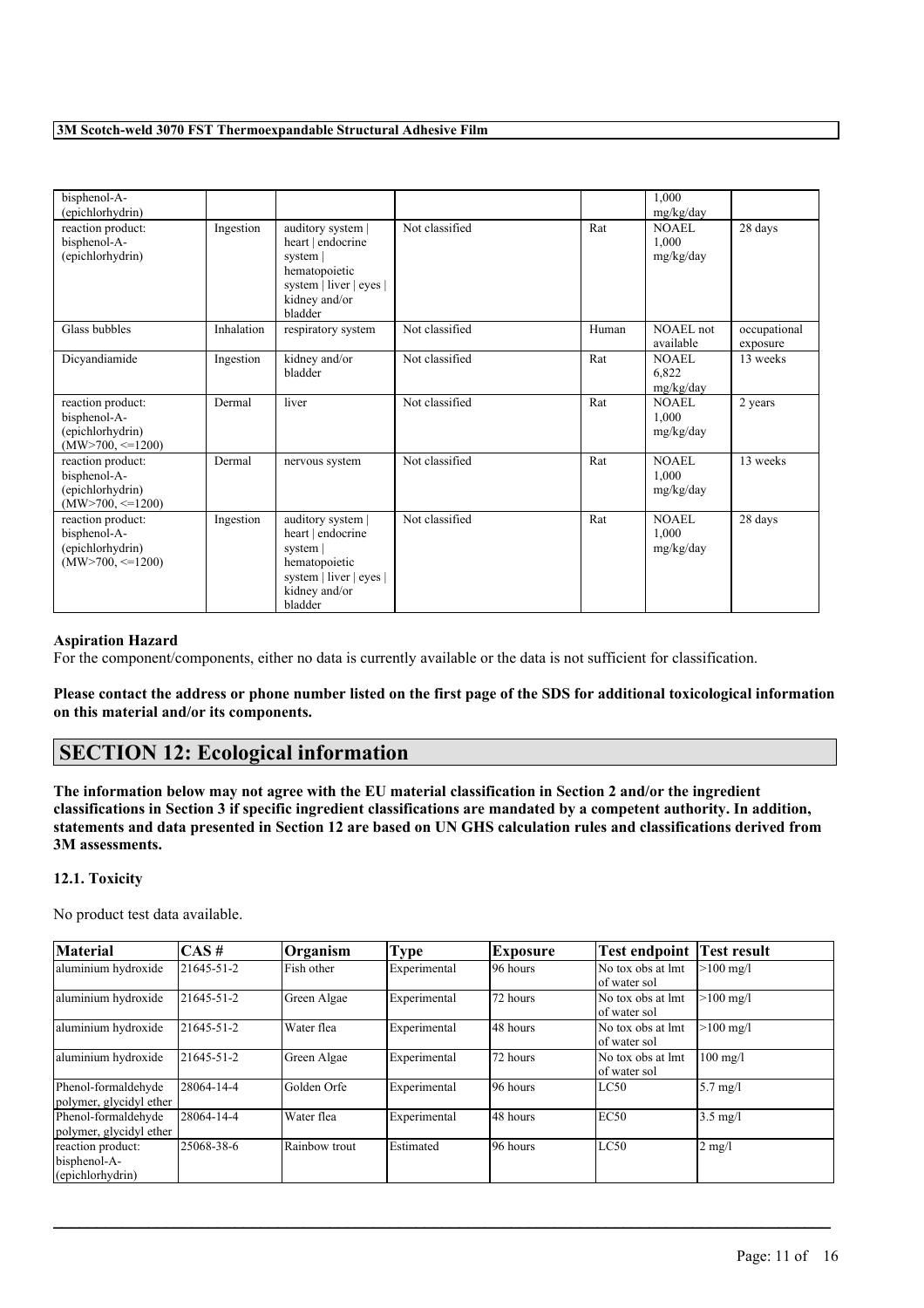| | | | | | | |
|---|---|---|---|---|---|---|
| bisphenol-A-(epichlorhydrin) | | | | | 1,000 mg/kg/day | |
| reaction product: bisphenol-A-(epichlorhydrin) | Ingestion | auditory system \| heart \| endocrine system \| hematopoietic system \| liver \| eyes \| kidney and/or bladder | Not classified | Rat | NOAEL 1,000 mg/kg/day | 28 days |
| Glass bubbles | Inhalation | respiratory system | Not classified | Human | NOAEL not available | occupational exposure |
| Dicyandiamide | Ingestion | kidney and/or bladder | Not classified | Rat | NOAEL 6,822 mg/kg/day | 13 weeks |
| reaction product: bisphenol-A-(epichlorhydrin) (MW>700, <=1200) | Dermal | liver | Not classified | Rat | NOAEL 1,000 mg/kg/day | 2 years |
| reaction product: bisphenol-A-(epichlorhydrin) (MW>700, <=1200) | Dermal | nervous system | Not classified | Rat | NOAEL 1,000 mg/kg/day | 13 weeks |
| reaction product: bisphenol-A-(epichlorhydrin) (MW>700, <=1200) | Ingestion | auditory system \| heart \| endocrine system \| hematopoietic system \| liver \| eyes \| kidney and/or bladder | Not classified | Rat | NOAEL 1,000 mg/kg/day | 28 days |

**Aspiration Hazard**

For the component/components, either no data is currently available or the data is not sufficient for classification.

**Please contact the address or phone number listed on the first page of the SDS for additional toxicological information on this material and/or its components.**

# SECTION 12: Ecological information

**The information below may not agree with the EU material classification in Section 2 and/or the ingredient classifications in Section 3 if specific ingredient classifications are mandated by a competent authority. In addition, statements and data presented in Section 12 are based on UN GHS calculation rules and classifications derived from 3M assessments.**

### 12.1. Toxicity

No product test data available.

| Material | CAS # | Organism | Type | Exposure | Test endpoint | Test result |
|---|---|---|---|---|---|---|
| aluminium hydroxide | 21645-51-2 | Fish other | Experimental | 96 hours | No tox obs at lmt of water sol | >100 mg/l |
| aluminium hydroxide | 21645-51-2 | Green Algae | Experimental | 72 hours | No tox obs at lmt of water sol | >100 mg/l |
| aluminium hydroxide | 21645-51-2 | Water flea | Experimental | 48 hours | No tox obs at lmt of water sol | >100 mg/l |
| aluminium hydroxide | 21645-51-2 | Green Algae | Experimental | 72 hours | No tox obs at lmt of water sol | 100 mg/l |
| Phenol-formaldehyde polymer, glycidyl ether | 28064-14-4 | Golden Orfe | Experimental | 96 hours | LC50 | 5.7 mg/l |
| Phenol-formaldehyde polymer, glycidyl ether | 28064-14-4 | Water flea | Experimental | 48 hours | EC50 | 3.5 mg/l |
| reaction product: bisphenol-A-(epichlorhydrin) | 25068-38-6 | Rainbow trout | Estimated | 96 hours | LC50 | 2 mg/l |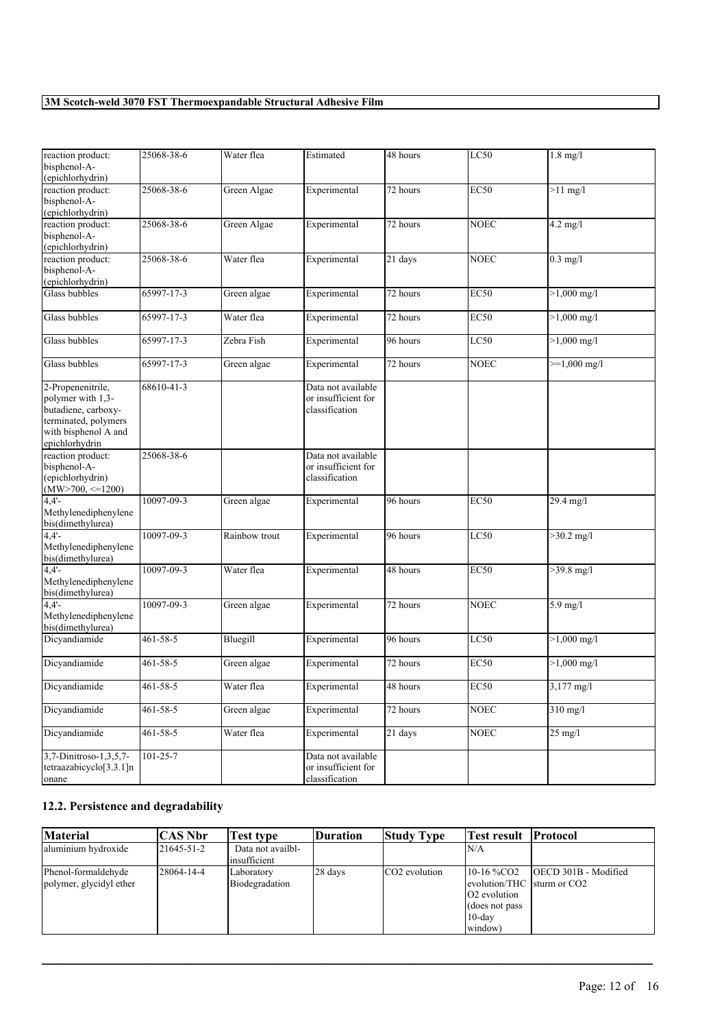| | | | | | | |
|---|---|---|---|---|---|---|
| reaction product: bisphenol-A-(epichlorhydrin) | 25068-38-6 | Water flea | Estimated | 48 hours | LC50 | 1.8 mg/l |
| reaction product: bisphenol-A-(epichlorhydrin) | 25068-38-6 | Green Algae | Experimental | 72 hours | EC50 | >11 mg/l |
| reaction product: bisphenol-A-(epichlorhydrin) | 25068-38-6 | Green Algae | Experimental | 72 hours | NOEC | 4.2 mg/l |
| reaction product: bisphenol-A-(epichlorhydrin) | 25068-38-6 | Water flea | Experimental | 21 days | NOEC | 0.3 mg/l |
| Glass bubbles | 65997-17-3 | Green algae | Experimental | 72 hours | EC50 | >1,000 mg/l |
| Glass bubbles | 65997-17-3 | Water flea | Experimental | 72 hours | EC50 | >1,000 mg/l |
| Glass bubbles | 65997-17-3 | Zebra Fish | Experimental | 96 hours | LC50 | >1,000 mg/l |
| Glass bubbles | 65997-17-3 | Green algae | Experimental | 72 hours | NOEC | >=1,000 mg/l |
| 2-Propenenitrile, polymer with 1,3-butadiene, carboxy-terminated, polymers with bisphenol A and epichlorhydrin | 68610-41-3 | | Data not available or insufficient for classification | | | |
| reaction product: bisphenol-A-(epichlorhydrin) (MW>700, <=1200) | 25068-38-6 | | Data not available or insufficient for classification | | | |
| 4,4'-Methylenediphenylene bis(dimethylurea) | 10097-09-3 | Green algae | Experimental | 96 hours | EC50 | 29.4 mg/l |
| 4,4'-Methylenediphenylene bis(dimethylurea) | 10097-09-3 | Rainbow trout | Experimental | 96 hours | LC50 | >30.2 mg/l |
| 4,4'-Methylenediphenylene bis(dimethylurea) | 10097-09-3 | Water flea | Experimental | 48 hours | EC50 | >39.8 mg/l |
| 4,4'-Methylenediphenylene bis(dimethylurea) | 10097-09-3 | Green algae | Experimental | 72 hours | NOEC | 5.9 mg/l |
| Dicyandiamide | 461-58-5 | Bluegill | Experimental | 96 hours | LC50 | >1,000 mg/l |
| Dicyandiamide | 461-58-5 | Green algae | Experimental | 72 hours | EC50 | >1,000 mg/l |
| Dicyandiamide | 461-58-5 | Water flea | Experimental | 48 hours | EC50 | 3,177 mg/l |
| Dicyandiamide | 461-58-5 | Green algae | Experimental | 72 hours | NOEC | 310 mg/l |
| Dicyandiamide | 461-58-5 | Water flea | Experimental | 21 days | NOEC | 25 mg/l |
| 3,7-Dinitroso-1,3,5,7-tetraazabicyclo[3.3.1]nonane | 101-25-7 | | Data not available or insufficient for classification | | | |

## 12.2. Persistence and degradability

| Material | CAS Nbr | Test type | Duration | Study Type | Test result | Protocol |
|---|---|---|---|---|---|---|
| aluminium hydroxide | 21645-51-2 | Data not availbl-insufficient | | | N/A | |
| Phenol-formaldehyde polymer, glycidyl ether | 28064-14-4 | Laboratory Biodegradation | 28 days | $CO_2$ evolution | 10-16 %$CO_2$ evolution/THC $O_2$ evolution (does not pass 10-day window) | OECD 301B - Modified sturm or $CO_2$ |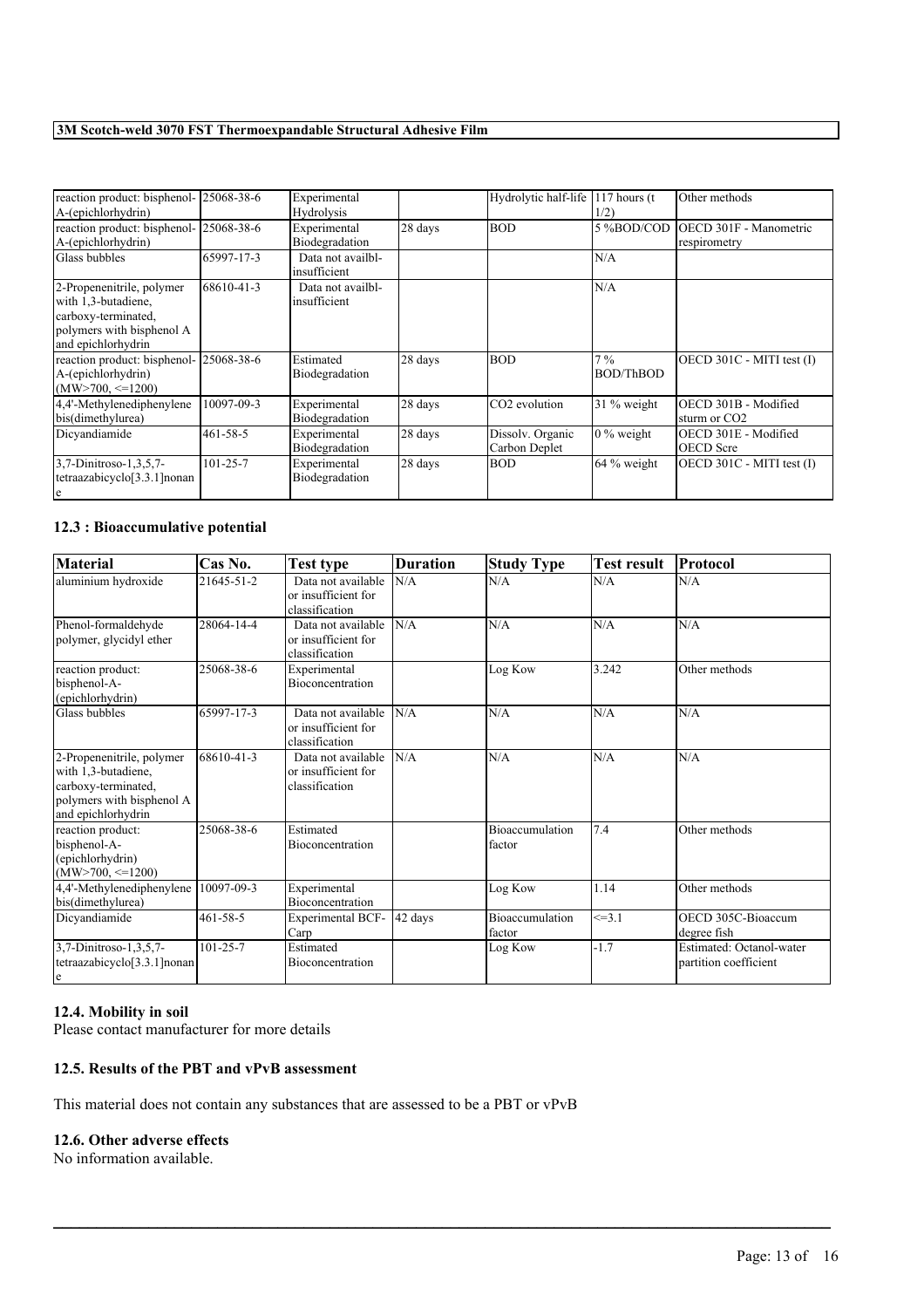| | | | | | | |
|---|---|---|---|---|---|---|
| reaction product: bisphenol-A-(epichlorhydrin) | 25068-38-6 | Experimental Hydrolysis | | Hydrolytic half-life | 117 hours (t 1/2) | Other methods |
| reaction product: bisphenol-A-(epichlorhydrin) | 25068-38-6 | Experimental Biodegradation | 28 days | BOD | 5 %BOD/COD | OECD 301F - Manometric respirometry |
| Glass bubbles | 65997-17-3 | Data not availbl-insufficient | | | N/A | |
| 2-Propenenitrile, polymer with 1,3-butadiene, carboxy-terminated, polymers with bisphenol A and epichlorhydrin | 68610-41-3 | Data not availbl-insufficient | | | N/A | |
| reaction product: bisphenol-A-(epichlorhydrin) (MW>700, <=1200) | 25068-38-6 | Estimated Biodegradation | 28 days | BOD | 7 % BOD/ThBOD | OECD 301C - MITI test (I) |
| 4,4'-Methylenediphenylene bis(dimethylurea) | 10097-09-3 | Experimental Biodegradation | 28 days | $CO_2$ evolution | 31 % weight | OECD 301B - Modified sturm or $CO_2$ |
| Dicyandiamide | 461-58-5 | Experimental Biodegradation | 28 days | Dissolv. Organic Carbon Deplet | 0 % weight | OECD 301E - Modified OECD Scre |
| 3,7-Dinitroso-1,3,5,7-tetraazabicyclo[3.3.1]nonane | 101-25-7 | Experimental Biodegradation | 28 days | BOD | 64 % weight | OECD 301C - MITI test (I) |

### 12.3 : Bioaccumulative potential

| Material | Cas No. | Test type | Duration | Study Type | Test result | Protocol |
|---|---|---|---|---|---|---|
| aluminium hydroxide | 21645-51-2 | Data not available or insufficient for classification | N/A | N/A | N/A | N/A |
| Phenol-formaldehyde polymer, glycidyl ether | 28064-14-4 | Data not available or insufficient for classification | N/A | N/A | N/A | N/A |
| reaction product: bisphenol-A-(epichlorhydrin) | 25068-38-6 | Experimental Bioconcentration | | Log Kow | 3.242 | Other methods |
| Glass bubbles | 65997-17-3 | Data not available or insufficient for classification | N/A | N/A | N/A | N/A |
| 2-Propenenitrile, polymer with 1,3-butadiene, carboxy-terminated, polymers with bisphenol A and epichlorhydrin | 68610-41-3 | Data not available or insufficient for classification | N/A | N/A | N/A | N/A |
| reaction product: bisphenol-A-(epichlorhydrin) (MW>700, <=1200) | 25068-38-6 | Estimated Bioconcentration | | Bioaccumulation factor | 7.4 | Other methods |
| 4,4'-Methylenediphenylene bis(dimethylurea) | 10097-09-3 | Experimental Bioconcentration | | Log Kow | 1.14 | Other methods |
| Dicyandiamide | 461-58-5 | Experimental BCF-Carp | 42 days | Bioaccumulation factor | <=3.1 | OECD 305C-Bioaccum degree fish |
| 3,7-Dinitroso-1,3,5,7-tetraazabicyclo[3.3.1]nonane | 101-25-7 | Estimated Bioconcentration | | Log Kow | -1.7 | Estimated: Octanol-water partition coefficient |

### 12.4. Mobility in soil

Please contact manufacturer for more details

### 12.5. Results of the PBT and vPvB assessment

This material does not contain any substances that are assessed to be a PBT or vPvB

### 12.6. Other adverse effects

No information available.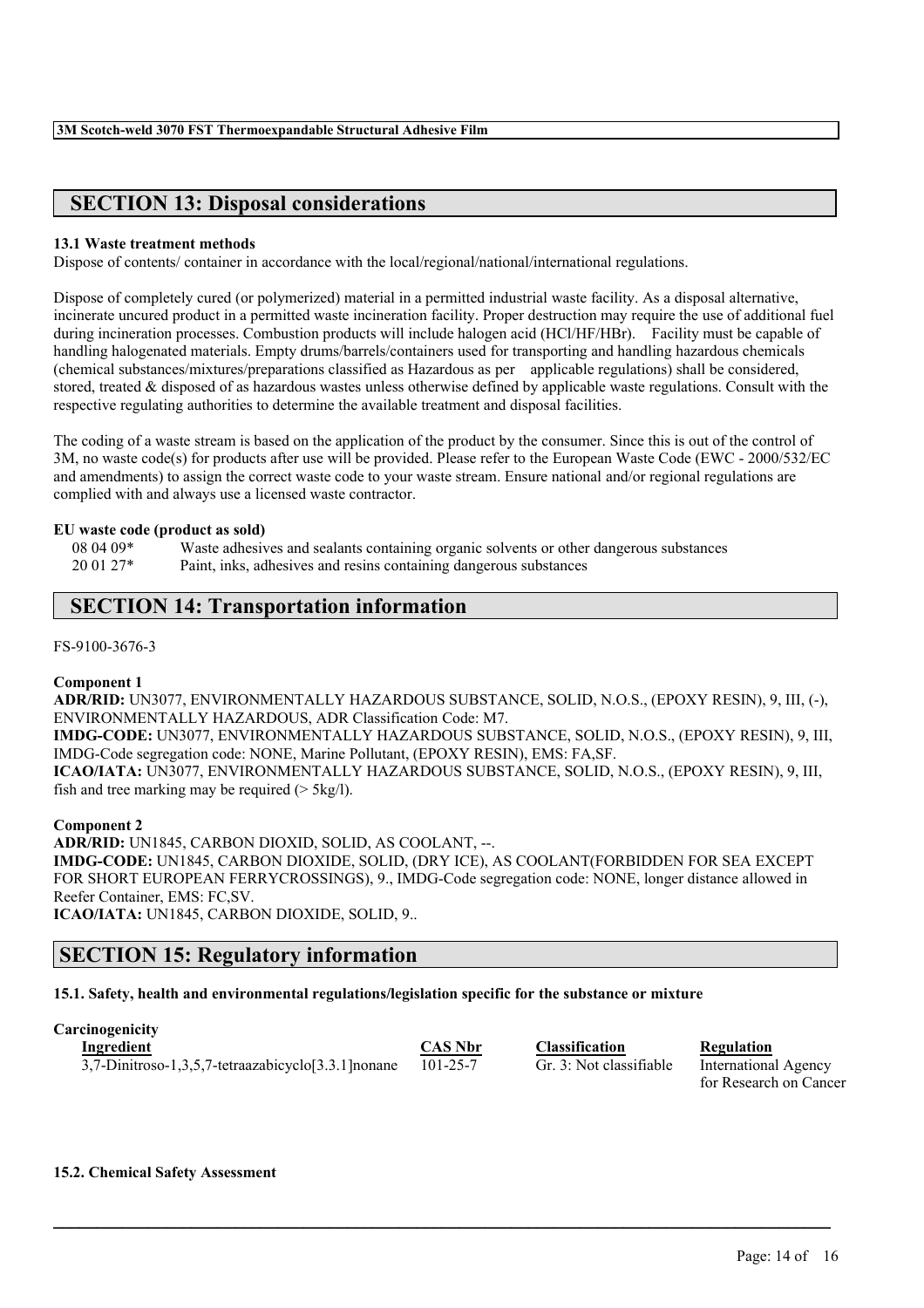## SECTION 13: Disposal considerations

**13.1 Waste treatment methods**

Dispose of contents/ container in accordance with the local/regional/national/international regulations.

Dispose of completely cured (or polymerized) material in a permitted industrial waste facility. As a disposal alternative, incinerate uncured product in a permitted waste incineration facility. Proper destruction may require the use of additional fuel during incineration processes. Combustion products will include halogen acid (HCl/HF/HBr). Facility must be capable of handling halogenated materials. Empty drums/barrels/containers used for transporting and handling hazardous chemicals (chemical substances/mixtures/preparations classified as Hazardous as per applicable regulations) shall be considered, stored, treated & disposed of as hazardous wastes unless otherwise defined by applicable waste regulations. Consult with the respective regulating authorities to determine the available treatment and disposal facilities.

The coding of a waste stream is based on the application of the product by the consumer. Since this is out of the control of 3M, no waste code(s) for products after use will be provided. Please refer to the European Waste Code (EWC - 2000/532/EC and amendments) to assign the correct waste code to your waste stream. Ensure national and/or regional regulations are complied with and always use a licensed waste contractor.

**EU waste code (product as sold)**

| | |
|---|---|
| 08 04 09* | Waste adhesives and sealants containing organic solvents or other dangerous substances |
| 20 01 27* | Paint, inks, adhesives and resins containing dangerous substances |

## SECTION 14: Transportation information

FS-9100-3676-3

**Component 1**

**ADR/RID:** UN3077, ENVIRONMENTALLY HAZARDOUS SUBSTANCE, SOLID, N.O.S., (EPOXY RESIN), 9, III, (-), ENVIRONMENTALLY HAZARDOUS, ADR Classification Code: M7.

**IMDG-CODE:** UN3077, ENVIRONMENTALLY HAZARDOUS SUBSTANCE, SOLID, N.O.S., (EPOXY RESIN), 9, III, IMDG-Code segregation code: NONE, Marine Pollutant, (EPOXY RESIN), EMS: FA,SF.

**ICAO/IATA:** UN3077, ENVIRONMENTALLY HAZARDOUS SUBSTANCE, SOLID, N.O.S., (EPOXY RESIN), 9, III, fish and tree marking may be required (> 5kg/l).

**Component 2**

**ADR/RID:** UN1845, CARBON DIOXID, SOLID, AS COOLANT, --.

**IMDG-CODE:** UN1845, CARBON DIOXIDE, SOLID, (DRY ICE), AS COOLANT(FORBIDDEN FOR SEA EXCEPT FOR SHORT EUROPEAN FERRYCROSSINGS), 9., IMDG-Code segregation code: NONE, longer distance allowed in Reefer Container, EMS: FC,SV.

**ICAO/IATA:** UN1845, CARBON DIOXIDE, SOLID, 9..

## SECTION 15: Regulatory information

**15.1. Safety, health and environmental regulations/legislation specific for the substance or mixture**

**Carcinogenicity**

| Ingredient | CAS Nbr | Classification | Regulation |
|---|---|---|---|
| 3,7-Dinitroso-1,3,5,7-tetraazabicyclo[3.3.1]nonane | 101-25-7 | Gr. 3: Not classifiable | International Agency for Research on Cancer |

**15.2. Chemical Safety Assessment**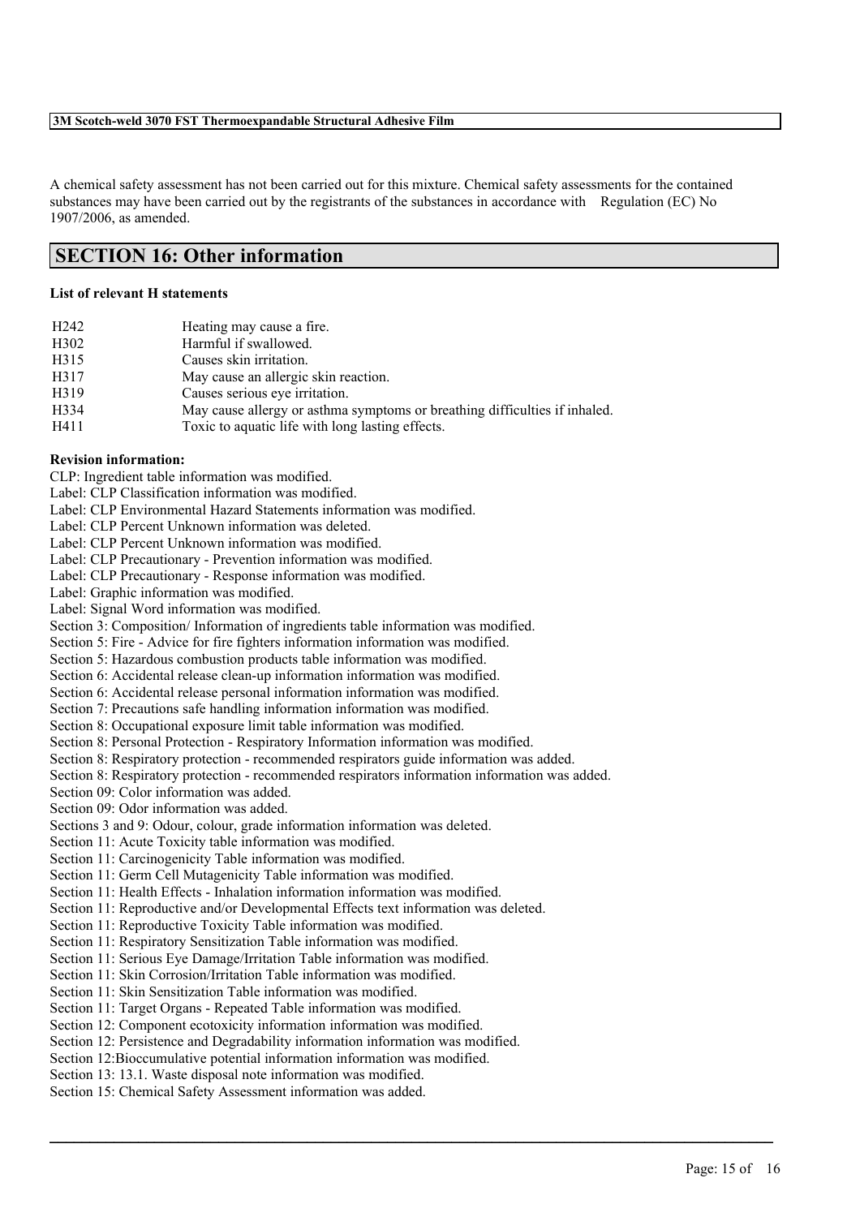A chemical safety assessment has not been carried out for this mixture. Chemical safety assessments for the contained substances may have been carried out by the registrants of the substances in accordance with Regulation (EC) No 1907/2006, as amended.

## SECTION 16: Other information

**List of relevant H statements**

| | |
|---|---|
| H242 | Heating may cause a fire. |
| H302 | Harmful if swallowed. |
| H315 | Causes skin irritation. |
| H317 | May cause an allergic skin reaction. |
| H319 | Causes serious eye irritation. |
| H334 | May cause allergy or asthma symptoms or breathing difficulties if inhaled. |
| H411 | Toxic to aquatic life with long lasting effects. |

**Revision information:**

CLP: Ingredient table information was modified.
Label: CLP Classification information was modified.
Label: CLP Environmental Hazard Statements information was modified.
Label: CLP Percent Unknown information was deleted.
Label: CLP Percent Unknown information was modified.
Label: CLP Precautionary - Prevention information was modified.
Label: CLP Precautionary - Response information was modified.
Label: Graphic information was modified.
Label: Signal Word information was modified.
Section 3: Composition/ Information of ingredients table information was modified.
Section 5: Fire - Advice for fire fighters information information was modified.
Section 5: Hazardous combustion products table information was modified.
Section 6: Accidental release clean-up information information was modified.
Section 6: Accidental release personal information information was modified.
Section 7: Precautions safe handling information information was modified.
Section 8: Occupational exposure limit table information was modified.
Section 8: Personal Protection - Respiratory Information information was modified.
Section 8: Respiratory protection - recommended respirators guide information was added.
Section 8: Respiratory protection - recommended respirators information information was added.
Section 09: Color information was added.
Section 09: Odor information was added.
Sections 3 and 9: Odour, colour, grade information information was deleted.
Section 11: Acute Toxicity table information was modified.
Section 11: Carcinogenicity Table information was modified.
Section 11: Germ Cell Mutagenicity Table information was modified.
Section 11: Health Effects - Inhalation information information was modified.
Section 11: Reproductive and/or Developmental Effects text information was deleted.
Section 11: Reproductive Toxicity Table information was modified.
Section 11: Respiratory Sensitization Table information was modified.
Section 11: Serious Eye Damage/Irritation Table information was modified.
Section 11: Skin Corrosion/Irritation Table information was modified.
Section 11: Skin Sensitization Table information was modified.
Section 11: Target Organs - Repeated Table information was modified.
Section 12: Component ecotoxicity information information was modified.
Section 12: Persistence and Degradability information information was modified.
Section 12:Bioccumulative potential information information was modified.
Section 13: 13.1. Waste disposal note information was modified.
Section 15: Chemical Safety Assessment information was added.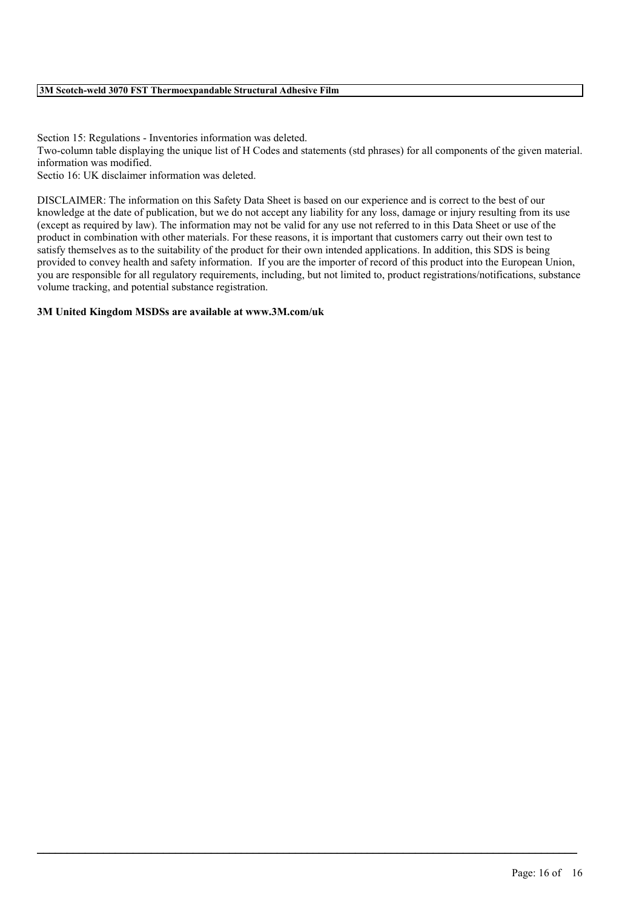Section 15: Regulations - Inventories information was deleted.
Two-column table displaying the unique list of H Codes and statements (std phrases) for all components of the given material. information was modified.
Sectio 16: UK disclaimer information was deleted.

DISCLAIMER: The information on this Safety Data Sheet is based on our experience and is correct to the best of our knowledge at the date of publication, but we do not accept any liability for any loss, damage or injury resulting from its use (except as required by law). The information may not be valid for any use not referred to in this Data Sheet or use of the product in combination with other materials. For these reasons, it is important that customers carry out their own test to satisfy themselves as to the suitability of the product for their own intended applications. In addition, this SDS is being provided to convey health and safety information. If you are the importer of record of this product into the European Union, you are responsible for all regulatory requirements, including, but not limited to, product registrations/notifications, substance volume tracking, and potential substance registration.

**3M United Kingdom MSDSs are available at www.3M.com/uk**